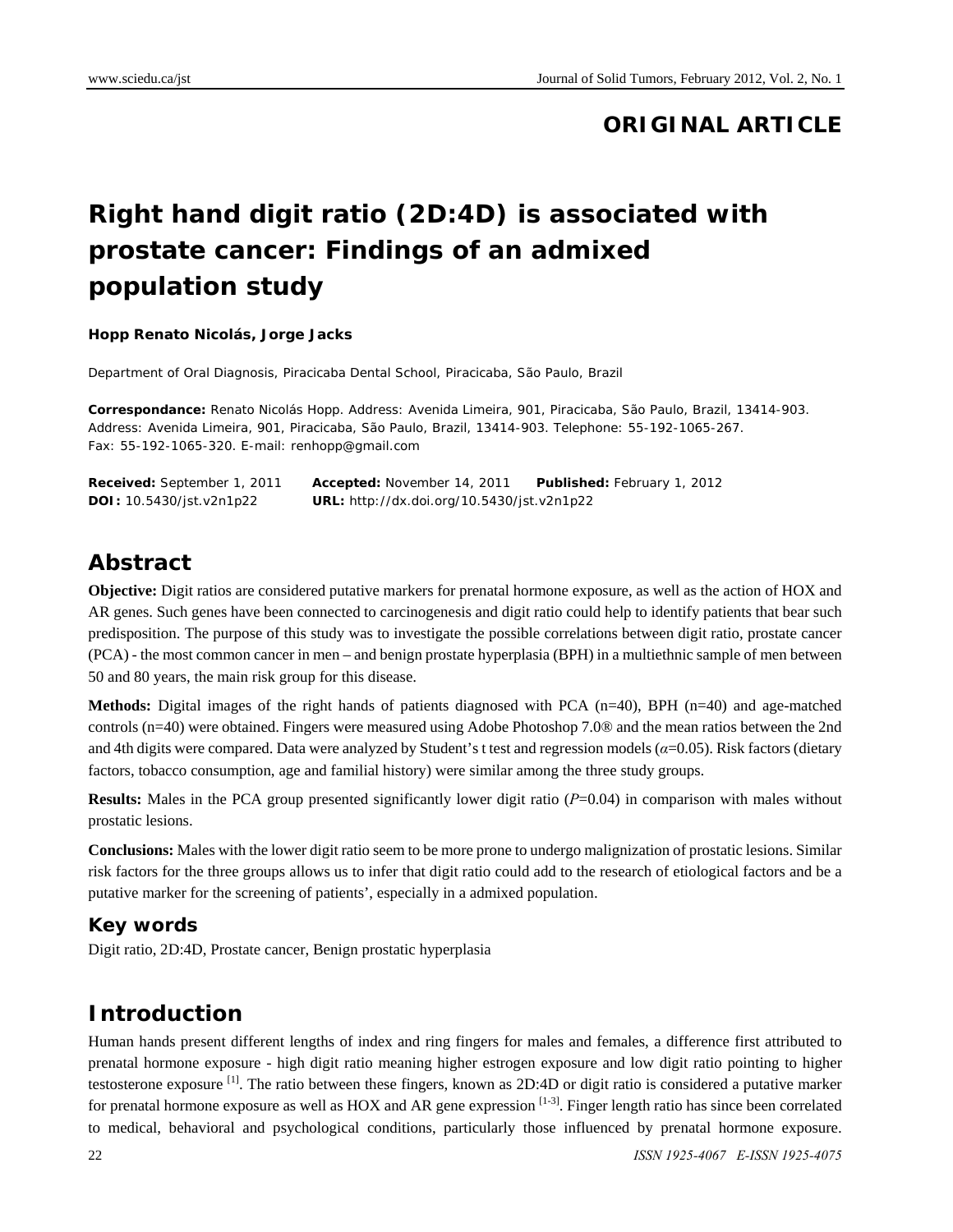**ORIGINAL ARTICLE**

# Right hand digit ratio (2D:4D) is associated with prostate cancer: Findings of an admixed population study

**Hopp Renato Nicolás, Jorge Jacks**

Department of Oral Diagnosis, Piracicaba Dental School, Piracicaba, São Paulo, Brazil

**Correspondance:** Renato Nicolás Hopp. Address: Avenida Limeira, 901, Piracicaba, São Paulo, Brazil, 13414-903. Address: Avenida Limeira, 901, Piracicaba, São Paulo, Brazil, 13414-903. Telephone: 55-192-1065-267. Fax: 55-192-1065-320. E-mail: renhopp@gmail.com

**Received:** September 1, 2011 **Accepted:** November 14, 2011 **Published:** February 1, 2012
**DOI:** 10.5430/jst.v2n1p22 **URL:** http://dx.doi.org/10.5430/jst.v2n1p22

## Abstract

**Objective:** Digit ratios are considered putative markers for prenatal hormone exposure, as well as the action of HOX and AR genes. Such genes have been connected to carcinogenesis and digit ratio could help to identify patients that bear such predisposition. The purpose of this study was to investigate the possible correlations between digit ratio, prostate cancer (PCA) - the most common cancer in men – and benign prostate hyperplasia (BPH) in a multiethnic sample of men between 50 and 80 years, the main risk group for this disease.

**Methods:** Digital images of the right hands of patients diagnosed with PCA (n=40), BPH (n=40) and age-matched controls (n=40) were obtained. Fingers were measured using Adobe Photoshop 7.0® and the mean ratios between the 2nd and 4th digits were compared. Data were analyzed by Student's t test and regression models ($\alpha$=0.05). Risk factors (dietary factors, tobacco consumption, age and familial history) were similar among the three study groups.

**Results:** Males in the PCA group presented significantly lower digit ratio ($P$=0.04) in comparison with males without prostatic lesions.

**Conclusions:** Males with the lower digit ratio seem to be more prone to undergo malignization of prostatic lesions. Similar risk factors for the three groups allows us to infer that digit ratio could add to the research of etiological factors and be a putative marker for the screening of patients', especially in a admixed population.

### Key words

Digit ratio, 2D:4D, Prostate cancer, Benign prostatic hyperplasia

## Introduction

Human hands present different lengths of index and ring fingers for males and females, a difference first attributed to prenatal hormone exposure - high digit ratio meaning higher estrogen exposure and low digit ratio pointing to higher testosterone exposure [1]. The ratio between these fingers, known as 2D:4D or digit ratio is considered a putative marker for prenatal hormone exposure as well as HOX and AR gene expression [1-3]. Finger length ratio has since been correlated to medical, behavioral and psychological conditions, particularly those influenced by prenatal hormone exposure.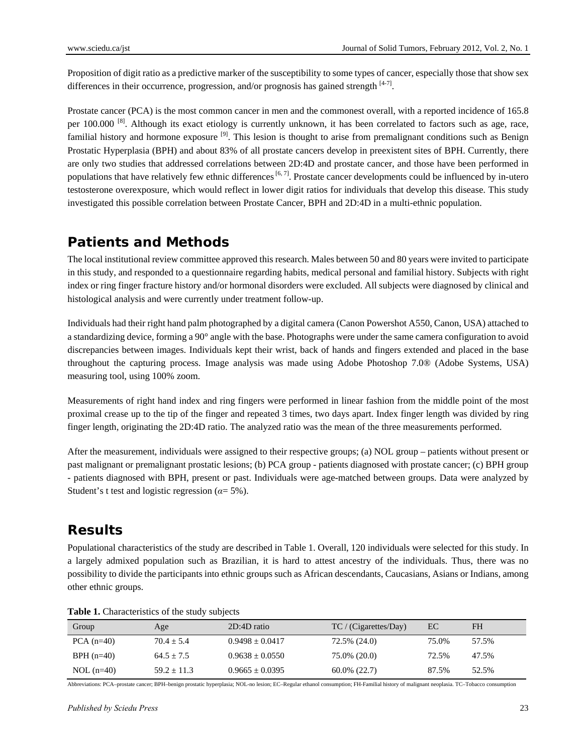Proposition of digit ratio as a predictive marker of the susceptibility to some types of cancer, especially those that show sex differences in their occurrence, progression, and/or prognosis has gained strength [4-7].

Prostate cancer (PCA) is the most common cancer in men and the commonest overall, with a reported incidence of 165.8 per 100.000 [8]. Although its exact etiology is currently unknown, it has been correlated to factors such as age, race, familial history and hormone exposure [9]. This lesion is thought to arise from premalignant conditions such as Benign Prostatic Hyperplasia (BPH) and about 83% of all prostate cancers develop in preexistent sites of BPH. Currently, there are only two studies that addressed correlations between 2D:4D and prostate cancer, and those have been performed in populations that have relatively few ethnic differences [6, 7]. Prostate cancer developments could be influenced by in-utero testosterone overexposure, which would reflect in lower digit ratios for individuals that develop this disease. This study investigated this possible correlation between Prostate Cancer, BPH and 2D:4D in a multi-ethnic population.

## Patients and Methods

The local institutional review committee approved this research. Males between 50 and 80 years were invited to participate in this study, and responded to a questionnaire regarding habits, medical personal and familial history. Subjects with right index or ring finger fracture history and/or hormonal disorders were excluded. All subjects were diagnosed by clinical and histological analysis and were currently under treatment follow-up.

Individuals had their right hand palm photographed by a digital camera (Canon Powershot A550, Canon, USA) attached to a standardizing device, forming a 90° angle with the base. Photographs were under the same camera configuration to avoid discrepancies between images. Individuals kept their wrist, back of hands and fingers extended and placed in the base throughout the capturing process. Image analysis was made using Adobe Photoshop 7.0® (Adobe Systems, USA) measuring tool, using 100% zoom.

Measurements of right hand index and ring fingers were performed in linear fashion from the middle point of the most proximal crease up to the tip of the finger and repeated 3 times, two days apart. Index finger length was divided by ring finger length, originating the 2D:4D ratio. The analyzed ratio was the mean of the three measurements performed.

After the measurement, individuals were assigned to their respective groups; (a) NOL group – patients without present or past malignant or premalignant prostatic lesions; (b) PCA group - patients diagnosed with prostate cancer; (c) BPH group - patients diagnosed with BPH, present or past. Individuals were age-matched between groups. Data were analyzed by Student's t test and logistic regression ($\alpha$= 5%).

## Results

Populational characteristics of the study are described in Table 1. Overall, 120 individuals were selected for this study. In a largely admixed population such as Brazilian, it is hard to attest ancestry of the individuals. Thus, there was no possibility to divide the participants into ethnic groups such as African descendants, Caucasians, Asians or Indians, among other ethnic groups.

**Table 1.** Characteristics of the study subjects

| Group | Age | 2D:4D ratio | TC / (Cigarettes/Day) | EC | FH |
|---|---|---|---|---|---|
| PCA (n=40) | 70.4 ± 5.4 | 0.9498 ± 0.0417 | 72.5% (24.0) | 75.0% | 57.5% |
| BPH (n=40) | 64.5 ± 7.5 | 0.9638 ± 0.0550 | 75.0% (20.0) | 72.5% | 47.5% |
| NOL (n=40) | 59.2 ± 11.3 | 0.9665 ± 0.0395 | 60.0% (22.7) | 87.5% | 52.5% |

Abbreviations: PCA–prostate cancer; BPH–benign prostatic hyperplasia; NOL-no lesion; EC–Regular ethanol consumption; FH-Familial history of malignant neoplasia. TC–Tobacco consumption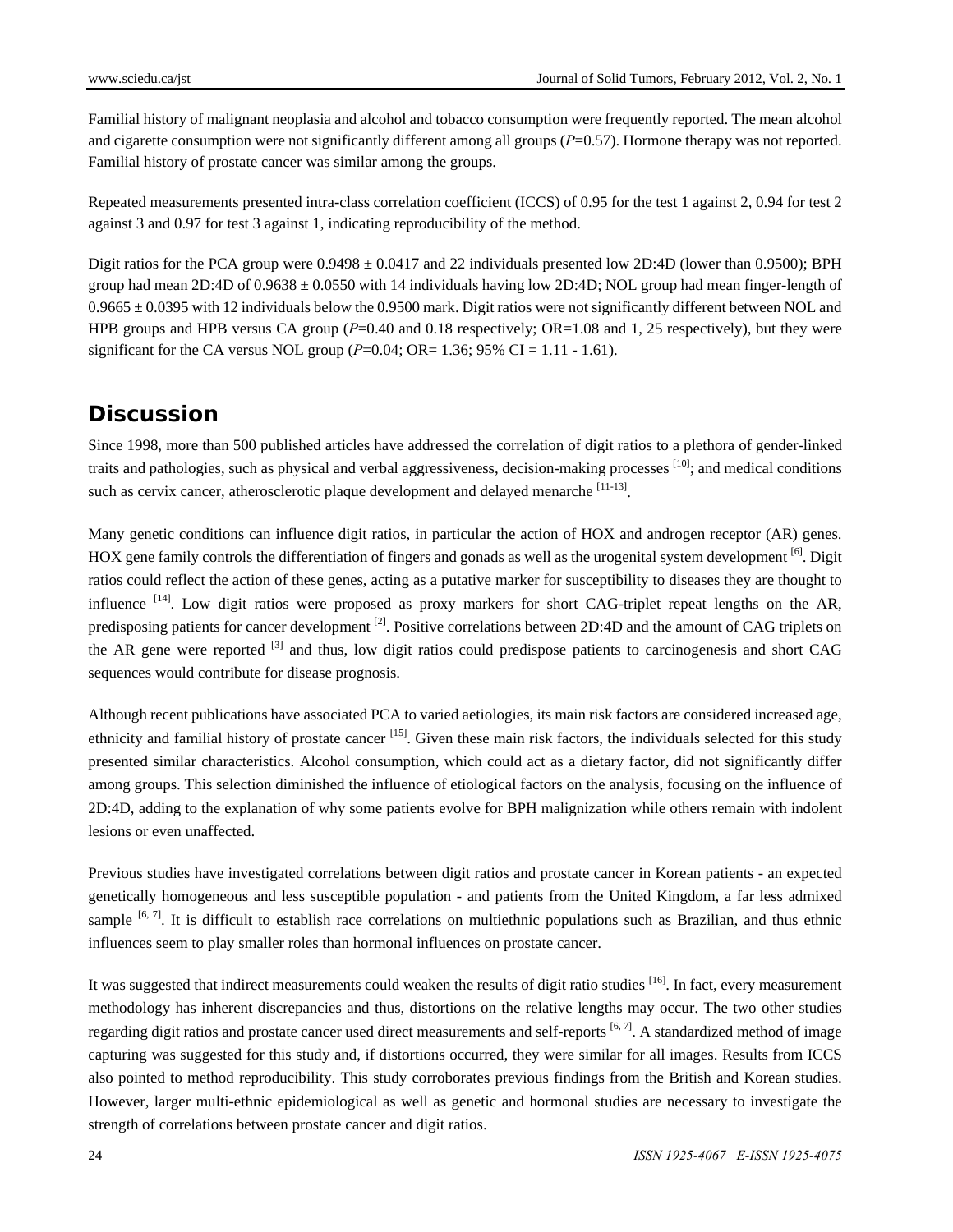Familial history of malignant neoplasia and alcohol and tobacco consumption were frequently reported. The mean alcohol and cigarette consumption were not significantly different among all groups ($P$=0.57). Hormone therapy was not reported. Familial history of prostate cancer was similar among the groups.

Repeated measurements presented intra-class correlation coefficient (ICCS) of 0.95 for the test 1 against 2, 0.94 for test 2 against 3 and 0.97 for test 3 against 1, indicating reproducibility of the method.

Digit ratios for the PCA group were $0.9498 \pm 0.0417$ and 22 individuals presented low 2D:4D (lower than 0.9500); BPH group had mean 2D:4D of $0.9638 \pm 0.0550$ with 14 individuals having low 2D:4D; NOL group had mean finger-length of $0.9665 \pm 0.0395$ with 12 individuals below the 0.9500 mark. Digit ratios were not significantly different between NOL and HPB groups and HPB versus CA group ($P$=0.40 and 0.18 respectively; OR=1.08 and 1, 25 respectively), but they were significant for the CA versus NOL group ($P$=0.04; OR= 1.36; 95% CI = 1.11 - 1.61).

## Discussion

Since 1998, more than 500 published articles have addressed the correlation of digit ratios to a plethora of gender-linked traits and pathologies, such as physical and verbal aggressiveness, decision-making processes [10]; and medical conditions such as cervix cancer, atherosclerotic plaque development and delayed menarche [11-13].

Many genetic conditions can influence digit ratios, in particular the action of HOX and androgen receptor (AR) genes. HOX gene family controls the differentiation of fingers and gonads as well as the urogenital system development [6]. Digit ratios could reflect the action of these genes, acting as a putative marker for susceptibility to diseases they are thought to influence [14]. Low digit ratios were proposed as proxy markers for short CAG-triplet repeat lengths on the AR, predisposing patients for cancer development [2]. Positive correlations between 2D:4D and the amount of CAG triplets on the AR gene were reported [3] and thus, low digit ratios could predispose patients to carcinogenesis and short CAG sequences would contribute for disease prognosis.

Although recent publications have associated PCA to varied aetiologies, its main risk factors are considered increased age, ethnicity and familial history of prostate cancer [15]. Given these main risk factors, the individuals selected for this study presented similar characteristics. Alcohol consumption, which could act as a dietary factor, did not significantly differ among groups. This selection diminished the influence of etiological factors on the analysis, focusing on the influence of 2D:4D, adding to the explanation of why some patients evolve for BPH malignization while others remain with indolent lesions or even unaffected.

Previous studies have investigated correlations between digit ratios and prostate cancer in Korean patients - an expected genetically homogeneous and less susceptible population - and patients from the United Kingdom, a far less admixed sample [6, 7]. It is difficult to establish race correlations on multiethnic populations such as Brazilian, and thus ethnic influences seem to play smaller roles than hormonal influences on prostate cancer.

It was suggested that indirect measurements could weaken the results of digit ratio studies [16]. In fact, every measurement methodology has inherent discrepancies and thus, distortions on the relative lengths may occur. The two other studies regarding digit ratios and prostate cancer used direct measurements and self-reports [6, 7]. A standardized method of image capturing was suggested for this study and, if distortions occurred, they were similar for all images. Results from ICCS also pointed to method reproducibility. This study corroborates previous findings from the British and Korean studies. However, larger multi-ethnic epidemiological as well as genetic and hormonal studies are necessary to investigate the strength of correlations between prostate cancer and digit ratios.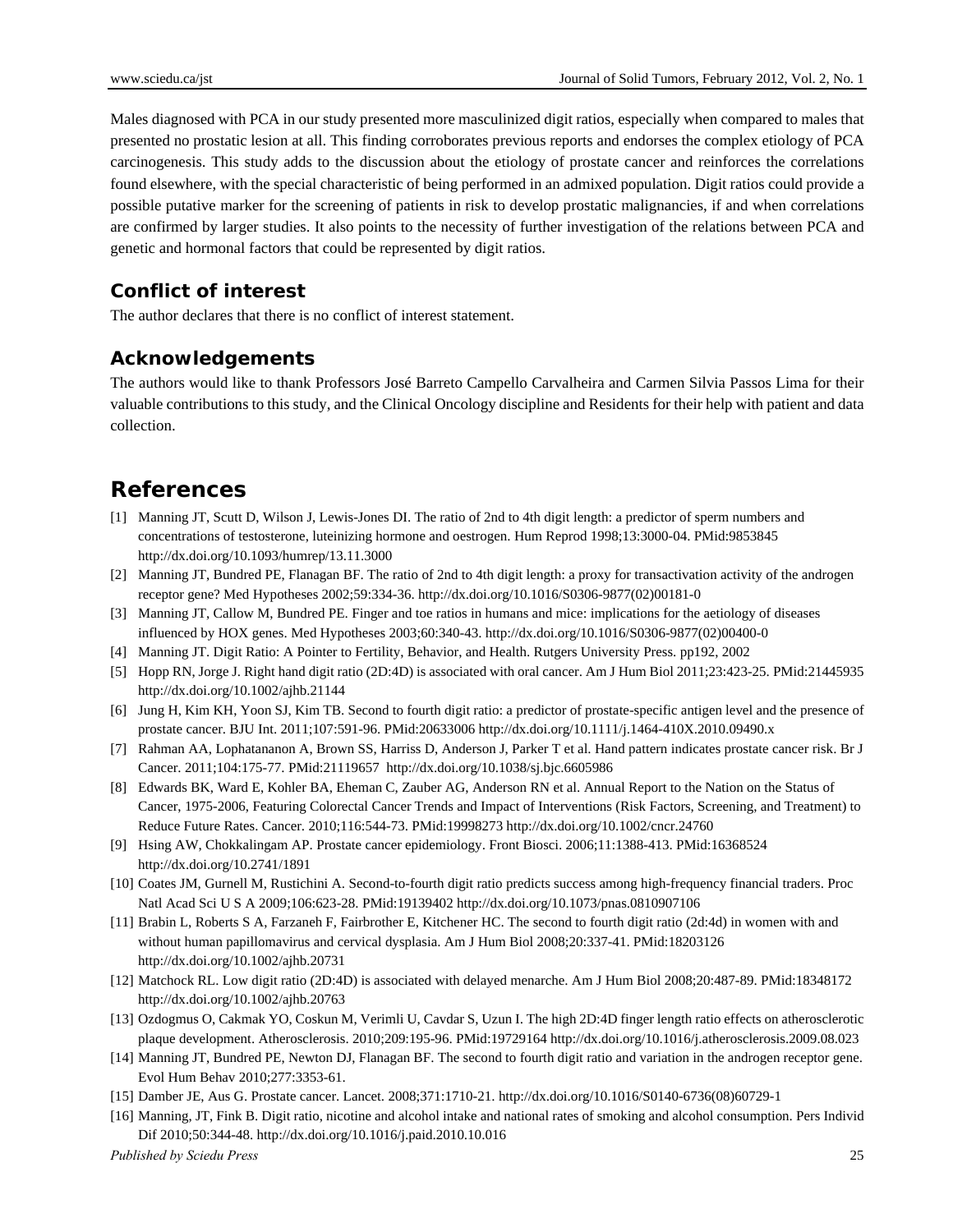Males diagnosed with PCA in our study presented more masculinized digit ratios, especially when compared to males that presented no prostatic lesion at all. This finding corroborates previous reports and endorses the complex etiology of PCA carcinogenesis. This study adds to the discussion about the etiology of prostate cancer and reinforces the correlations found elsewhere, with the special characteristic of being performed in an admixed population. Digit ratios could provide a possible putative marker for the screening of patients in risk to develop prostatic malignancies, if and when correlations are confirmed by larger studies. It also points to the necessity of further investigation of the relations between PCA and genetic and hormonal factors that could be represented by digit ratios.

## Conflict of interest

The author declares that there is no conflict of interest statement.

## Acknowledgements

The authors would like to thank Professors José Barreto Campello Carvalheira and Carmen Silvia Passos Lima for their valuable contributions to this study, and the Clinical Oncology discipline and Residents for their help with patient and data collection.

# References

[1] Manning JT, Scutt D, Wilson J, Lewis-Jones DI. The ratio of 2nd to 4th digit length: a predictor of sperm numbers and concentrations of testosterone, luteinizing hormone and oestrogen. Hum Reprod 1998;13:3000-04. PMid:9853845 http://dx.doi.org/10.1093/humrep/13.11.3000

[2] Manning JT, Bundred PE, Flanagan BF. The ratio of 2nd to 4th digit length: a proxy for transactivation activity of the androgen receptor gene? Med Hypotheses 2002;59:334-36. http://dx.doi.org/10.1016/S0306-9877(02)00181-0

[3] Manning JT, Callow M, Bundred PE. Finger and toe ratios in humans and mice: implications for the aetiology of diseases influenced by HOX genes. Med Hypotheses 2003;60:340-43. http://dx.doi.org/10.1016/S0306-9877(02)00400-0

[4] Manning JT. Digit Ratio: A Pointer to Fertility, Behavior, and Health. Rutgers University Press. pp192, 2002

[5] Hopp RN, Jorge J. Right hand digit ratio (2D:4D) is associated with oral cancer. Am J Hum Biol 2011;23:423-25. PMid:21445935 http://dx.doi.org/10.1002/ajhb.21144

[6] Jung H, Kim KH, Yoon SJ, Kim TB. Second to fourth digit ratio: a predictor of prostate-specific antigen level and the presence of prostate cancer. BJU Int. 2011;107:591-96. PMid:20633006 http://dx.doi.org/10.1111/j.1464-410X.2010.09490.x

[7] Rahman AA, Lophatananon A, Brown SS, Harriss D, Anderson J, Parker T et al. Hand pattern indicates prostate cancer risk. Br J Cancer. 2011;104:175-77. PMid:21119657 http://dx.doi.org/10.1038/sj.bjc.6605986

[8] Edwards BK, Ward E, Kohler BA, Eheman C, Zauber AG, Anderson RN et al. Annual Report to the Nation on the Status of Cancer, 1975-2006, Featuring Colorectal Cancer Trends and Impact of Interventions (Risk Factors, Screening, and Treatment) to Reduce Future Rates. Cancer. 2010;116:544-73. PMid:19998273 http://dx.doi.org/10.1002/cncr.24760

[9] Hsing AW, Chokkalingam AP. Prostate cancer epidemiology. Front Biosci. 2006;11:1388-413. PMid:16368524 http://dx.doi.org/10.2741/1891

[10] Coates JM, Gurnell M, Rustichini A. Second-to-fourth digit ratio predicts success among high-frequency financial traders. Proc Natl Acad Sci U S A 2009;106:623-28. PMid:19139402 http://dx.doi.org/10.1073/pnas.0810907106

[11] Brabin L, Roberts S A, Farzaneh F, Fairbrother E, Kitchener HC. The second to fourth digit ratio (2d:4d) in women with and without human papillomavirus and cervical dysplasia. Am J Hum Biol 2008;20:337-41. PMid:18203126 http://dx.doi.org/10.1002/ajhb.20731

[12] Matchock RL. Low digit ratio (2D:4D) is associated with delayed menarche. Am J Hum Biol 2008;20:487-89. PMid:18348172 http://dx.doi.org/10.1002/ajhb.20763

[13] Ozdogmus O, Cakmak YO, Coskun M, Verimli U, Cavdar S, Uzun I. The high 2D:4D finger length ratio effects on atherosclerotic plaque development. Atherosclerosis. 2010;209:195-96. PMid:19729164 http://dx.doi.org/10.1016/j.atherosclerosis.2009.08.023

[14] Manning JT, Bundred PE, Newton DJ, Flanagan BF. The second to fourth digit ratio and variation in the androgen receptor gene. Evol Hum Behav 2010;277:3353-61.

[15] Damber JE, Aus G. Prostate cancer. Lancet. 2008;371:1710-21. http://dx.doi.org/10.1016/S0140-6736(08)60729-1

[16] Manning, JT, Fink B. Digit ratio, nicotine and alcohol intake and national rates of smoking and alcohol consumption. Pers Individ Dif 2010;50:344-48. http://dx.doi.org/10.1016/j.paid.2010.10.016